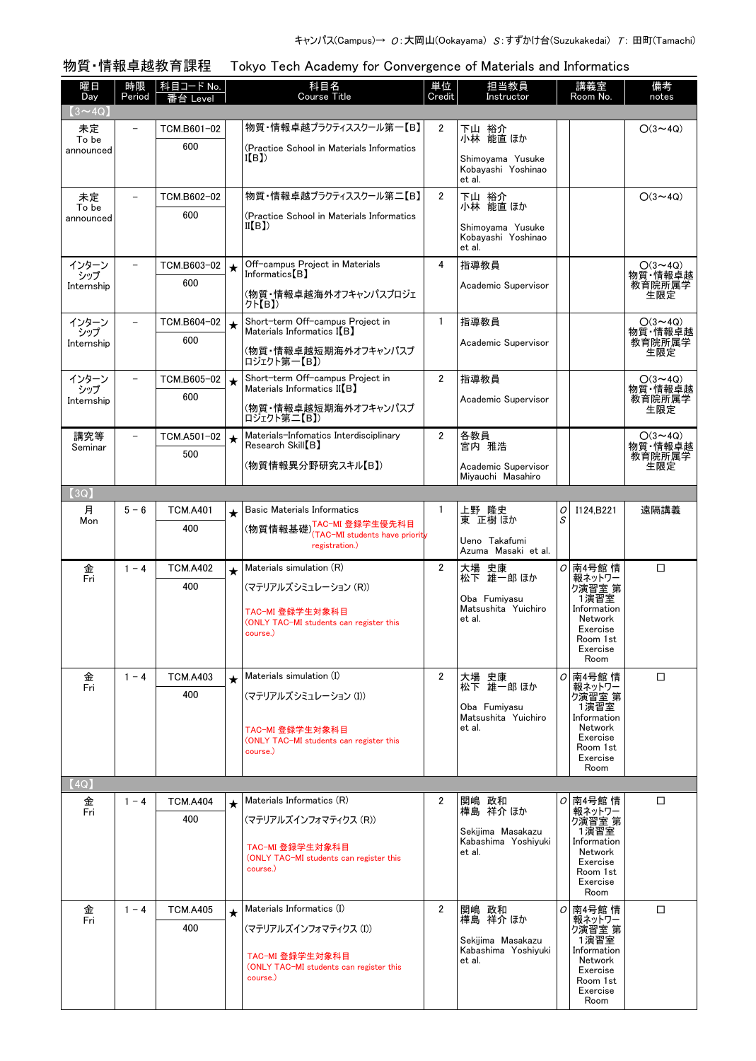キャンパス(Campus)→ O:大岡山(Ookayama) S:すずかけ台(Suzukakedai) T: 田町(Tamachi)

## 物質・情報卓越教育課程　Tokyo Tech Academy for Convergence of Materials and Informatics

| 曜日 Day | 時限 Period | 科目コード No. 番台 Level | | 科目名 Course Title | 単位 Credit | 担当教員 Instructor | | 講義室 Room No. | 備考 notes |
|---|---|---|---|---|---|---|---|---|---|
| 【3～4Q】 | | | | | | | | | |
| 未定 To be announced | － | TCM.B601−02 600 | | 物質・情報卓越プラクティススクール第一【B】 (Practice School in Materials Informatics I【B】) | 2 | 下山　裕介 小林　能直 ほか Shimoyama Yusuke Kobayashi Yoshinao et al. | | | O(3～4Q) |
| 未定 To be announced | － | TCM.B602−02 600 | | 物質・情報卓越プラクティススクール第二【B】 (Practice School in Materials Informatics II【B】) | 2 | 下山　裕介 小林　能直 ほか Shimoyama Yusuke Kobayashi Yoshinao et al. | | | O(3～4Q) |
| インターンシップ Internship | － | TCM.B603−02 600 | ★ | Off-campus Project in Materials Informatics【B】 (物質・情報卓越海外オフキャンパスプロジェクト【B】) | 4 | 指導教員 Academic Supervisor | | | O(3～4Q) 物質・情報卓越教育院所属学生限定 |
| インターンシップ Internship | － | TCM.B604−02 600 | ★ | Short-term Off-campus Project in Materials Informatics I【B】 (物質・情報卓越短期海外オフキャンパスプロジェクト第一【B】) | 1 | 指導教員 Academic Supervisor | | | O(3～4Q) 物質・情報卓越教育院所属学生限定 |
| インターンシップ Internship | － | TCM.B605−02 600 | ★ | Short-term Off-campus Project in Materials Informatics II【B】 (物質・情報卓越短期海外オフキャンパスプロジェクト第二【B】) | 2 | 指導教員 Academic Supervisor | | | O(3～4Q) 物質・情報卓越教育院所属学生限定 |
| 講究等 Seminar | － | TCM.A501−02 500 | ★ | Materials-Infomatics Interdisciplinary Research Skill【B】 (物質情報異分野研究スキル【B】) | 2 | 各教員 宮内　雅浩 Academic Supervisor Miyauchi Masahiro | | | O(3～4Q) 物質・情報卓越教育院所属学生限定 |
| 【3Q】 | | | | | | | | | |
| 月 Mon | 5－6 | TCM.A401 400 | ★ | Basic Materials Informatics (物質情報基礎) TAC-MI 登録学生優先科目 (TAC-MI students have priority registration.) | 1 | 上野　隆史 東　正樹 ほか Ueno Takafumi Azuma Masaki et al. | O S | I124,B221 | 遠隔講義 |
| 金 Fri | 1－4 | TCM.A402 400 | ★ | Materials simulation (R) (マテリアルズシミュレーション (R)) TAC-MI 登録学生対象科目 (ONLY TAC-MI students can register this course.) | 2 | 大場　史康 松下　雄一郎 ほか Oba Fumiyasu Matsushita Yuichiro et al. | O | 南4号館 情報ネットワーク演習室 第1演習室 Information Network Exercise Room 1st Exercise Room | □ |
| 金 Fri | 1－4 | TCM.A403 400 | ★ | Materials simulation (I) (マテリアルズシミュレーション (I)) TAC-MI 登録学生対象科目 (ONLY TAC-MI students can register this course.) | 2 | 大場　史康 松下　雄一郎 ほか Oba Fumiyasu Matsushita Yuichiro et al. | O | 南4号館 情報ネットワーク演習室 第1演習室 Information Network Exercise Room 1st Exercise Room | □ |
| 【4Q】 | | | | | | | | | |
| 金 Fri | 1－4 | TCM.A404 400 | ★ | Materials Informatics (R) (マテリアルズインフォマティクス (R)) TAC-MI 登録学生対象科目 (ONLY TAC-MI students can register this course.) | 2 | 関嶋　政和 樺島　祥介 ほか Sekijima Masakazu Kabashima Yoshiyuki et al. | O | 南4号館 情報ネットワーク演習室 第1演習室 Information Network Exercise Room 1st Exercise Room | □ |
| 金 Fri | 1－4 | TCM.A405 400 | ★ | Materials Informatics (I) (マテリアルズインフォマティクス (I)) TAC-MI 登録学生対象科目 (ONLY TAC-MI students can register this course.) | 2 | 関嶋　政和 樺島　祥介 ほか Sekijima Masakazu Kabashima Yoshiyuki et al. | O | 南4号館 情報ネットワーク演習室 第1演習室 Information Network Exercise Room 1st Exercise Room | □ |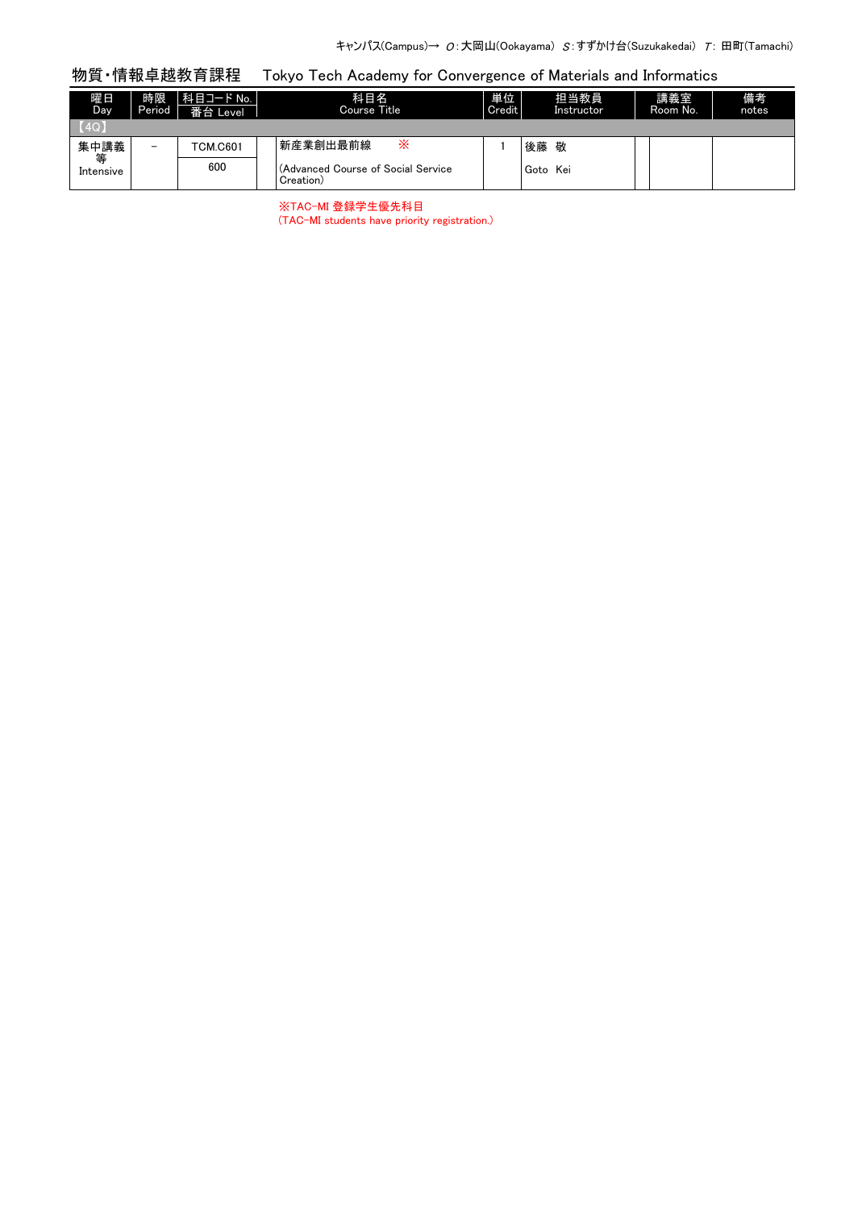キャンパス(Campus)→ O:大岡山(Ookayama) S:すずかけ台(Suzukakedai) T: 田町(Tamachi)

## 物質・情報卓越教育課程　Tokyo Tech Academy for Convergence of Materials and Informatics

| 曜日 Day | 時限 Period | 科目コード No. 番台 Level | | 科目名 Course Title | 単位 Credit | 担当教員 Instructor | | 講義室 Room No. | 備考 notes |
|---|---|---|---|---|---|---|---|---|---|
| 【4Q】 | | | | | | | | | |
| 集中講義等 Intensive | － | TCM.C601 600 | | 新産業創出最前線　※ (Advanced Course of Social Service Creation) | 1 | 後藤 敬 Goto Kei | | | |

※TAC-MI 登録学生優先科目
(TAC-MI students have priority registration.)